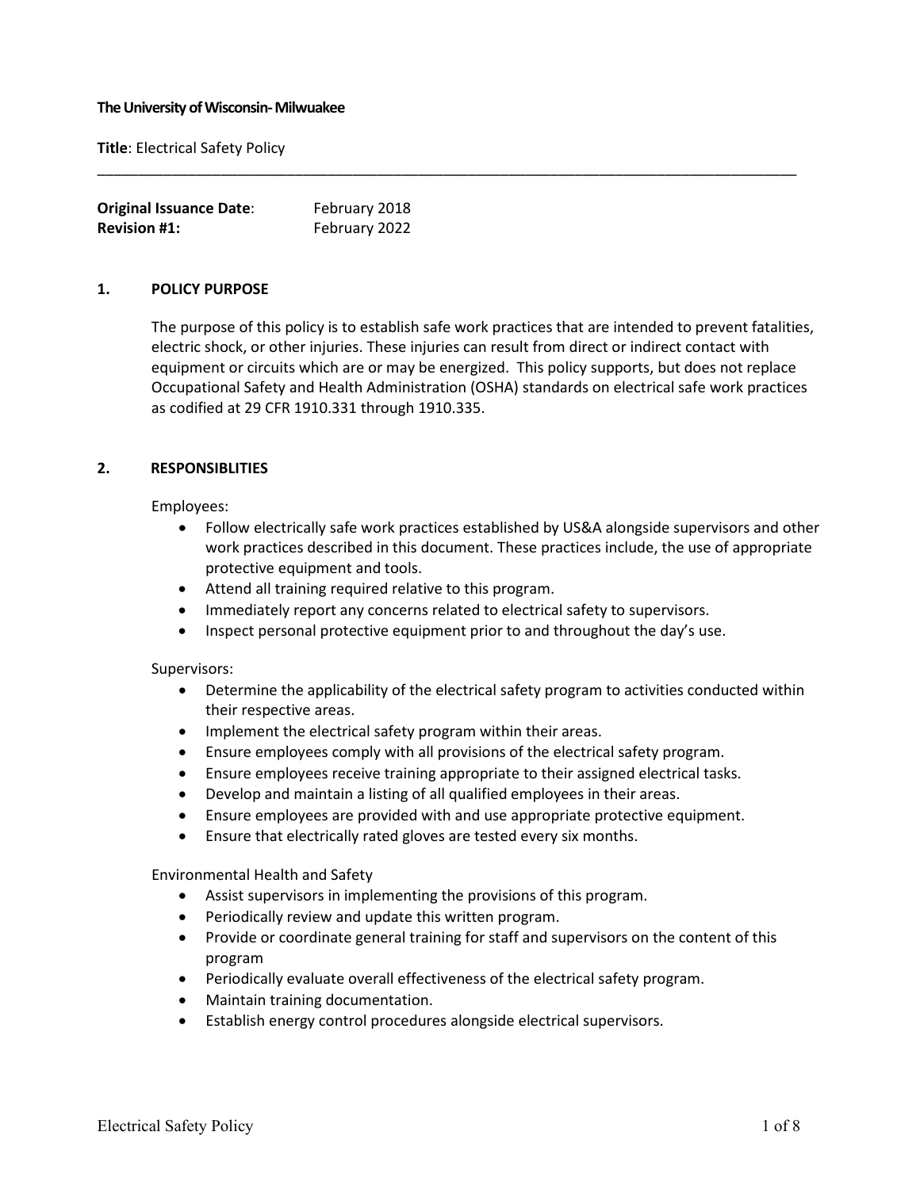**The University of Wisconsin- Milwuakee**

**Title**: Electrical Safety Policy

---

**Original Issuance Date**: February 2018
**Revision #1:** February 2022

## 1. POLICY PURPOSE

The purpose of this policy is to establish safe work practices that are intended to prevent fatalities, electric shock, or other injuries. These injuries can result from direct or indirect contact with equipment or circuits which are or may be energized. This policy supports, but does not replace Occupational Safety and Health Administration (OSHA) standards on electrical safe work practices as codified at 29 CFR 1910.331 through 1910.335.

## 2. RESPONSIBLITIES

Employees:

- Follow electrically safe work practices established by US&A alongside supervisors and other work practices described in this document. These practices include, the use of appropriate protective equipment and tools.
- Attend all training required relative to this program.
- Immediately report any concerns related to electrical safety to supervisors.
- Inspect personal protective equipment prior to and throughout the day's use.

Supervisors:

- Determine the applicability of the electrical safety program to activities conducted within their respective areas.
- Implement the electrical safety program within their areas.
- Ensure employees comply with all provisions of the electrical safety program.
- Ensure employees receive training appropriate to their assigned electrical tasks.
- Develop and maintain a listing of all qualified employees in their areas.
- Ensure employees are provided with and use appropriate protective equipment.
- Ensure that electrically rated gloves are tested every six months.

Environmental Health and Safety

- Assist supervisors in implementing the provisions of this program.
- Periodically review and update this written program.
- Provide or coordinate general training for staff and supervisors on the content of this program
- Periodically evaluate overall effectiveness of the electrical safety program.
- Maintain training documentation.
- Establish energy control procedures alongside electrical supervisors.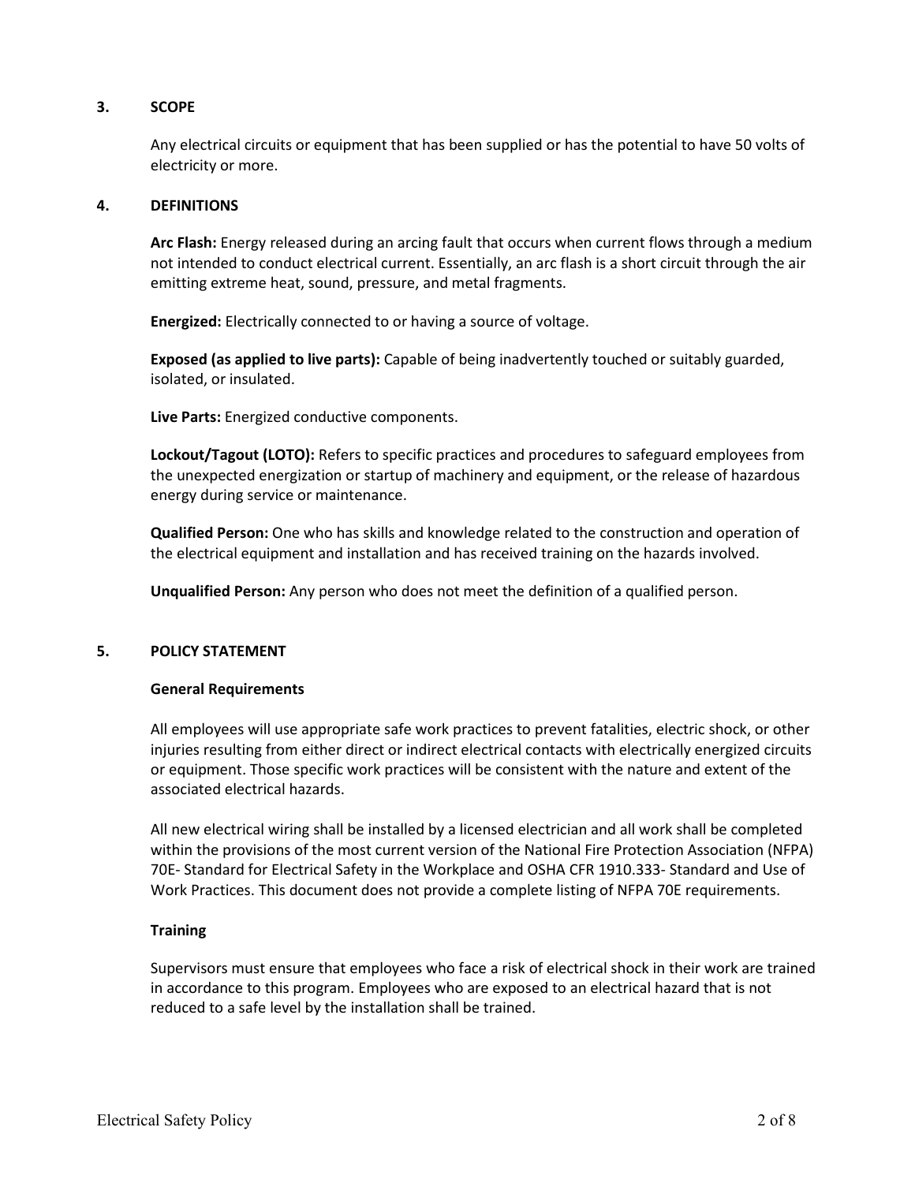## 3. SCOPE

Any electrical circuits or equipment that has been supplied or has the potential to have 50 volts of electricity or more.

## 4. DEFINITIONS

**Arc Flash:** Energy released during an arcing fault that occurs when current flows through a medium not intended to conduct electrical current. Essentially, an arc flash is a short circuit through the air emitting extreme heat, sound, pressure, and metal fragments.

**Energized:** Electrically connected to or having a source of voltage.

**Exposed (as applied to live parts):** Capable of being inadvertently touched or suitably guarded, isolated, or insulated.

**Live Parts:** Energized conductive components.

**Lockout/Tagout (LOTO):** Refers to specific practices and procedures to safeguard employees from the unexpected energization or startup of machinery and equipment, or the release of hazardous energy during service or maintenance.

**Qualified Person:** One who has skills and knowledge related to the construction and operation of the electrical equipment and installation and has received training on the hazards involved.

**Unqualified Person:** Any person who does not meet the definition of a qualified person.

## 5. POLICY STATEMENT

### General Requirements

All employees will use appropriate safe work practices to prevent fatalities, electric shock, or other injuries resulting from either direct or indirect electrical contacts with electrically energized circuits or equipment. Those specific work practices will be consistent with the nature and extent of the associated electrical hazards.

All new electrical wiring shall be installed by a licensed electrician and all work shall be completed within the provisions of the most current version of the National Fire Protection Association (NFPA) 70E- Standard for Electrical Safety in the Workplace and OSHA CFR 1910.333- Standard and Use of Work Practices. This document does not provide a complete listing of NFPA 70E requirements.

### Training

Supervisors must ensure that employees who face a risk of electrical shock in their work are trained in accordance to this program. Employees who are exposed to an electrical hazard that is not reduced to a safe level by the installation shall be trained.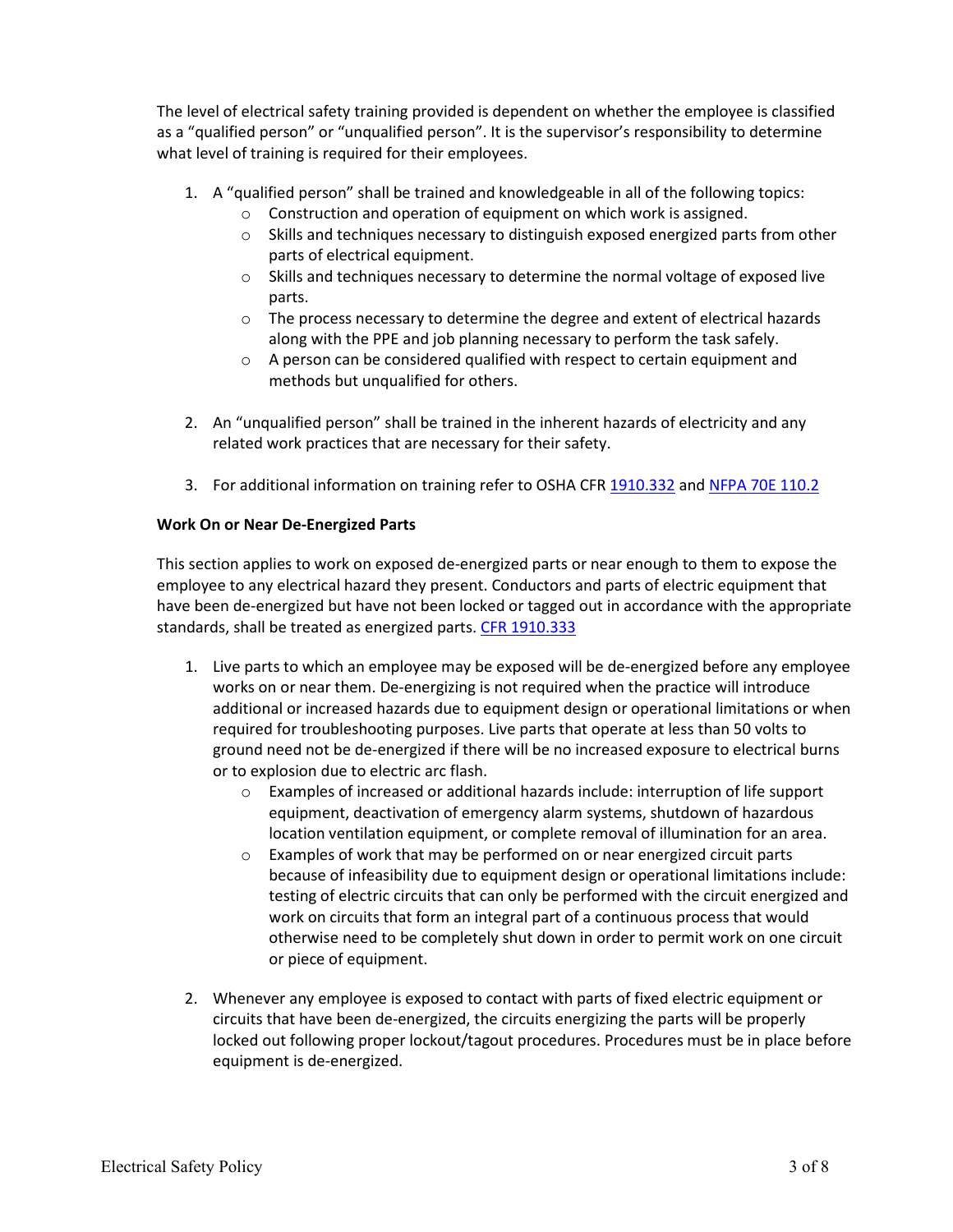The level of electrical safety training provided is dependent on whether the employee is classified as a "qualified person" or "unqualified person". It is the supervisor's responsibility to determine what level of training is required for their employees.

1. A "qualified person" shall be trained and knowledgeable in all of the following topics:
   - Construction and operation of equipment on which work is assigned.
   - Skills and techniques necessary to distinguish exposed energized parts from other parts of electrical equipment.
   - Skills and techniques necessary to determine the normal voltage of exposed live parts.
   - The process necessary to determine the degree and extent of electrical hazards along with the PPE and job planning necessary to perform the task safely.
   - A person can be considered qualified with respect to certain equipment and methods but unqualified for others.

2. An "unqualified person" shall be trained in the inherent hazards of electricity and any related work practices that are necessary for their safety.

3. For additional information on training refer to OSHA CFR 1910.332 and NFPA 70E 110.2

**Work On or Near De-Energized Parts**

This section applies to work on exposed de-energized parts or near enough to them to expose the employee to any electrical hazard they present. Conductors and parts of electric equipment that have been de-energized but have not been locked or tagged out in accordance with the appropriate standards, shall be treated as energized parts. CFR 1910.333

1. Live parts to which an employee may be exposed will be de-energized before any employee works on or near them. De-energizing is not required when the practice will introduce additional or increased hazards due to equipment design or operational limitations or when required for troubleshooting purposes. Live parts that operate at less than 50 volts to ground need not be de-energized if there will be no increased exposure to electrical burns or to explosion due to electric arc flash.
   - Examples of increased or additional hazards include: interruption of life support equipment, deactivation of emergency alarm systems, shutdown of hazardous location ventilation equipment, or complete removal of illumination for an area.
   - Examples of work that may be performed on or near energized circuit parts because of infeasibility due to equipment design or operational limitations include: testing of electric circuits that can only be performed with the circuit energized and work on circuits that form an integral part of a continuous process that would otherwise need to be completely shut down in order to permit work on one circuit or piece of equipment.

2. Whenever any employee is exposed to contact with parts of fixed electric equipment or circuits that have been de-energized, the circuits energizing the parts will be properly locked out following proper lockout/tagout procedures. Procedures must be in place before equipment is de-energized.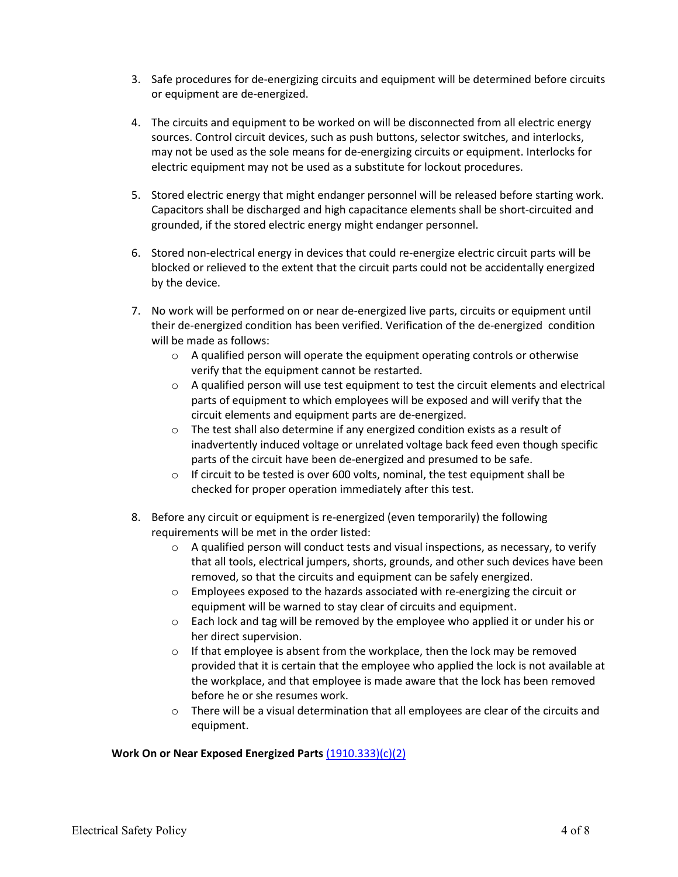3. Safe procedures for de-energizing circuits and equipment will be determined before circuits or equipment are de-energized.

4. The circuits and equipment to be worked on will be disconnected from all electric energy sources. Control circuit devices, such as push buttons, selector switches, and interlocks, may not be used as the sole means for de-energizing circuits or equipment. Interlocks for electric equipment may not be used as a substitute for lockout procedures.

5. Stored electric energy that might endanger personnel will be released before starting work. Capacitors shall be discharged and high capacitance elements shall be short-circuited and grounded, if the stored electric energy might endanger personnel.

6. Stored non-electrical energy in devices that could re-energize electric circuit parts will be blocked or relieved to the extent that the circuit parts could not be accidentally energized by the device.

7. No work will be performed on or near de-energized live parts, circuits or equipment until their de-energized condition has been verified. Verification of the de-energized condition will be made as follows:
   - A qualified person will operate the equipment operating controls or otherwise verify that the equipment cannot be restarted.
   - A qualified person will use test equipment to test the circuit elements and electrical parts of equipment to which employees will be exposed and will verify that the circuit elements and equipment parts are de-energized.
   - The test shall also determine if any energized condition exists as a result of inadvertently induced voltage or unrelated voltage back feed even though specific parts of the circuit have been de-energized and presumed to be safe.
   - If circuit to be tested is over 600 volts, nominal, the test equipment shall be checked for proper operation immediately after this test.

8. Before any circuit or equipment is re-energized (even temporarily) the following requirements will be met in the order listed:
   - A qualified person will conduct tests and visual inspections, as necessary, to verify that all tools, electrical jumpers, shorts, grounds, and other such devices have been removed, so that the circuits and equipment can be safely energized.
   - Employees exposed to the hazards associated with re-energizing the circuit or equipment will be warned to stay clear of circuits and equipment.
   - Each lock and tag will be removed by the employee who applied it or under his or her direct supervision.
   - If that employee is absent from the workplace, then the lock may be removed provided that it is certain that the employee who applied the lock is not available at the workplace, and that employee is made aware that the lock has been removed before he or she resumes work.
   - There will be a visual determination that all employees are clear of the circuits and equipment.

**Work On or Near Exposed Energized Parts** (1910.333)(c)(2)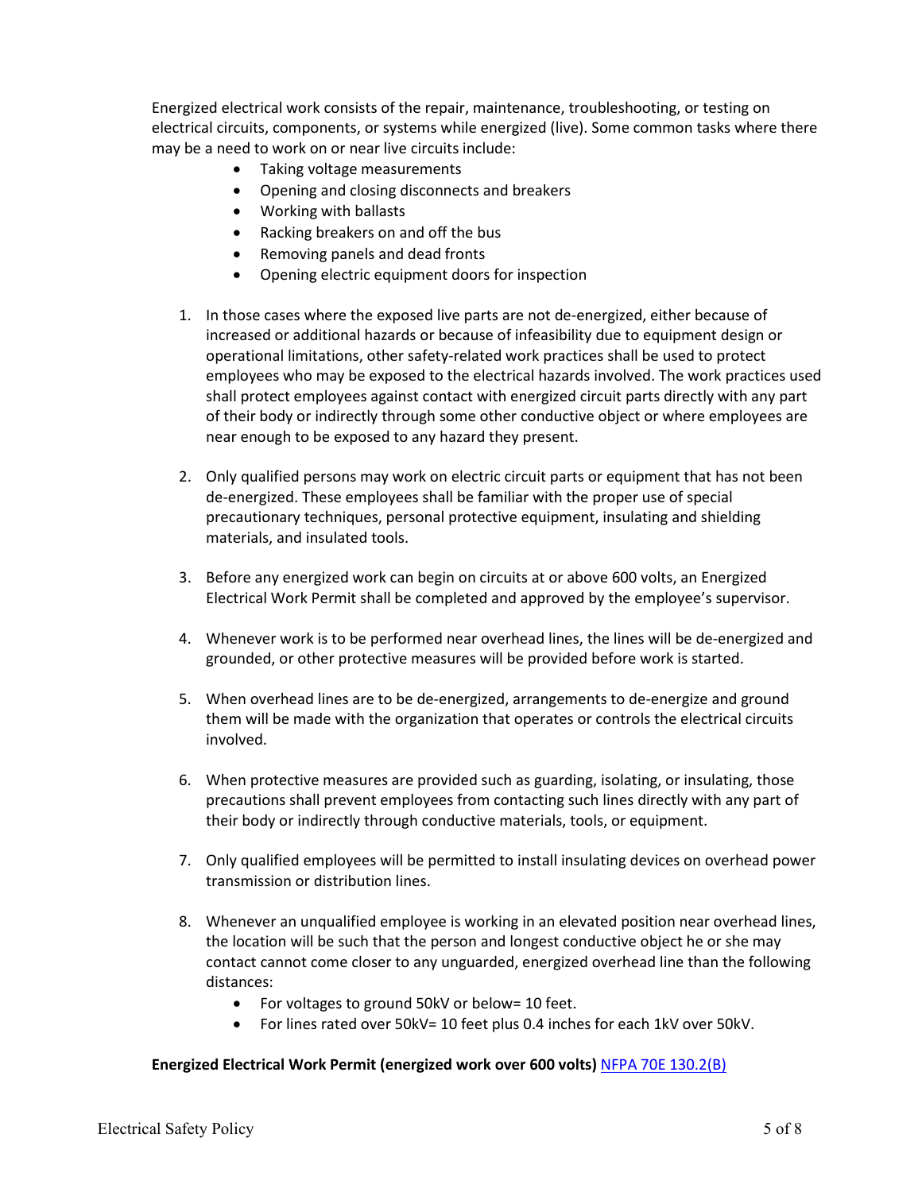Energized electrical work consists of the repair, maintenance, troubleshooting, or testing on electrical circuits, components, or systems while energized (live). Some common tasks where there may be a need to work on or near live circuits include:

- Taking voltage measurements
- Opening and closing disconnects and breakers
- Working with ballasts
- Racking breakers on and off the bus
- Removing panels and dead fronts
- Opening electric equipment doors for inspection

1. In those cases where the exposed live parts are not de-energized, either because of increased or additional hazards or because of infeasibility due to equipment design or operational limitations, other safety-related work practices shall be used to protect employees who may be exposed to the electrical hazards involved. The work practices used shall protect employees against contact with energized circuit parts directly with any part of their body or indirectly through some other conductive object or where employees are near enough to be exposed to any hazard they present.

2. Only qualified persons may work on electric circuit parts or equipment that has not been de-energized. These employees shall be familiar with the proper use of special precautionary techniques, personal protective equipment, insulating and shielding materials, and insulated tools.

3. Before any energized work can begin on circuits at or above 600 volts, an Energized Electrical Work Permit shall be completed and approved by the employee's supervisor.

4. Whenever work is to be performed near overhead lines, the lines will be de-energized and grounded, or other protective measures will be provided before work is started.

5. When overhead lines are to be de-energized, arrangements to de-energize and ground them will be made with the organization that operates or controls the electrical circuits involved.

6. When protective measures are provided such as guarding, isolating, or insulating, those precautions shall prevent employees from contacting such lines directly with any part of their body or indirectly through conductive materials, tools, or equipment.

7. Only qualified employees will be permitted to install insulating devices on overhead power transmission or distribution lines.

8. Whenever an unqualified employee is working in an elevated position near overhead lines, the location will be such that the person and longest conductive object he or she may contact cannot come closer to any unguarded, energized overhead line than the following distances:
   - For voltages to ground 50kV or below= 10 feet.
   - For lines rated over 50kV= 10 feet plus 0.4 inches for each 1kV over 50kV.

**Energized Electrical Work Permit (energized work over 600 volts)** NFPA 70E 130.2(B)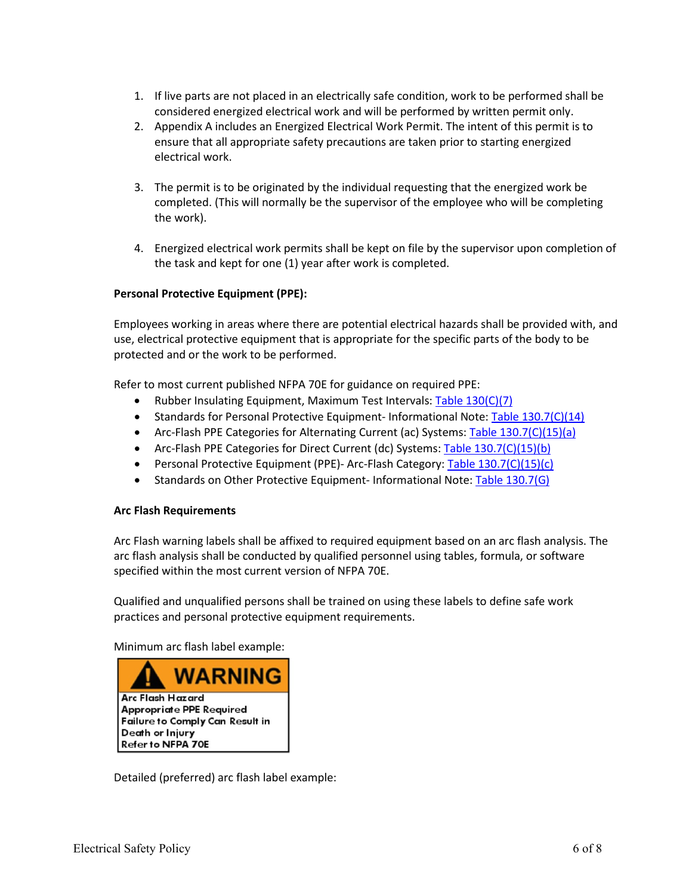1. If live parts are not placed in an electrically safe condition, work to be performed shall be considered energized electrical work and will be performed by written permit only.
2. Appendix A includes an Energized Electrical Work Permit. The intent of this permit is to ensure that all appropriate safety precautions are taken prior to starting energized electrical work.
3. The permit is to be originated by the individual requesting that the energized work be completed. (This will normally be the supervisor of the employee who will be completing the work).
4. Energized electrical work permits shall be kept on file by the supervisor upon completion of the task and kept for one (1) year after work is completed.

**Personal Protective Equipment (PPE):**

Employees working in areas where there are potential electrical hazards shall be provided with, and use, electrical protective equipment that is appropriate for the specific parts of the body to be protected and or the work to be performed.

Refer to most current published NFPA 70E for guidance on required PPE:

- Rubber Insulating Equipment, Maximum Test Intervals: Table 130(C)(7)
- Standards for Personal Protective Equipment- Informational Note: Table 130.7(C)(14)
- Arc-Flash PPE Categories for Alternating Current (ac) Systems: Table 130.7(C)(15)(a)
- Arc-Flash PPE Categories for Direct Current (dc) Systems: Table 130.7(C)(15)(b)
- Personal Protective Equipment (PPE)- Arc-Flash Category: Table 130.7(C)(15)(c)
- Standards on Other Protective Equipment- Informational Note: Table 130.7(G)

**Arc Flash Requirements**

Arc Flash warning labels shall be affixed to required equipment based on an arc flash analysis. The arc flash analysis shall be conducted by qualified personnel using tables, formula, or software specified within the most current version of NFPA 70E.

Qualified and unqualified persons shall be trained on using these labels to define safe work practices and personal protective equipment requirements.

Minimum arc flash label example:

**WARNING**

Arc Flash Hazard
Appropriate PPE Required
Failure to Comply Can Result in
Death or Injury
Refer to NFPA 70E

Detailed (preferred) arc flash label example: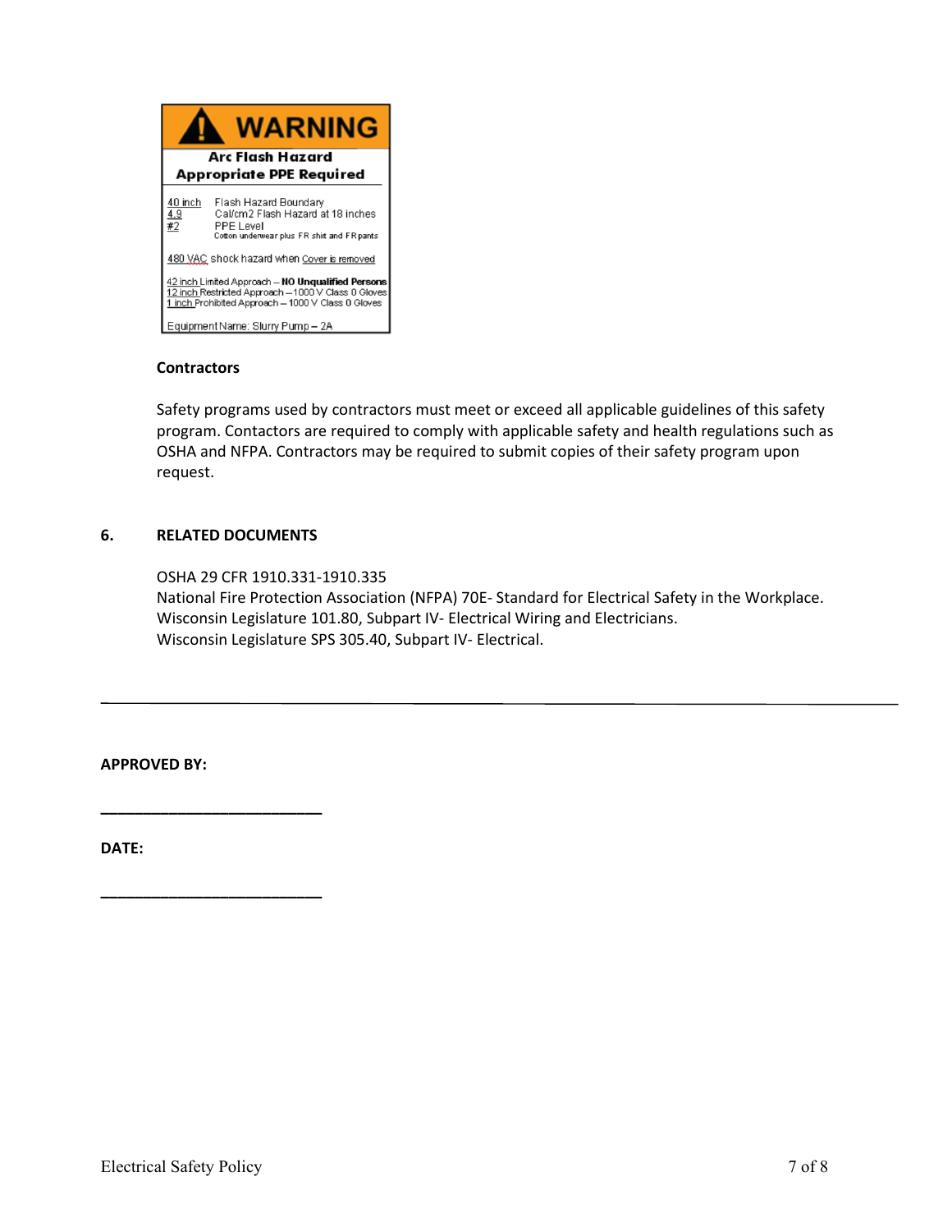**WARNING**

**Arc Flash Hazard**
**Appropriate PPE Required**

40 inch Flash Hazard Boundary
4.9 Cal/cm2 Flash Hazard at 18 inches
#2 PPE Level
Cotton underwear plus FR shirt and FR pants

480 VAC shock hazard when Cover is removed

42 inch Limited Approach – **NO Unqualified Persons**
12 inch Restricted Approach – 1000 V Class 0 Gloves
1 inch Prohibited Approach – 1000 V Class 0 Gloves

Equipment Name: Slurry Pump – 2A

**Contractors**

Safety programs used by contractors must meet or exceed all applicable guidelines of this safety program. Contactors are required to comply with applicable safety and health regulations such as OSHA and NFPA. Contractors may be required to submit copies of their safety program upon request.

## 6. RELATED DOCUMENTS

OSHA 29 CFR 1910.331-1910.335
National Fire Protection Association (NFPA) 70E- Standard for Electrical Safety in the Workplace.
Wisconsin Legislature 101.80, Subpart IV- Electrical Wiring and Electricians.
Wisconsin Legislature SPS 305.40, Subpart IV- Electrical.

---

**APPROVED BY:**

___________________________

**DATE:**

___________________________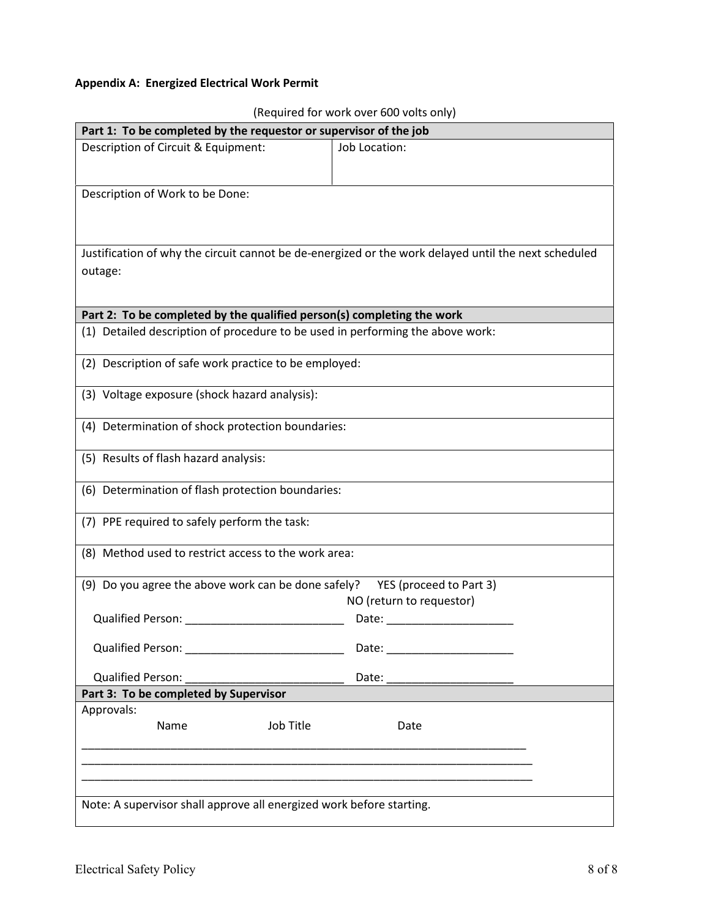**Appendix A: Energized Electrical Work Permit**

(Required for work over 600 volts only)

| | |
|---|---|
| **Part 1: To be completed by the requestor or supervisor of the job** | |
| Description of Circuit & Equipment: | Job Location: |
| Description of Work to be Done: | |
| Justification of why the circuit cannot be de-energized or the work delayed until the next scheduled outage: | |
| **Part 2: To be completed by the qualified person(s) completing the work** | |
| (1) Detailed description of procedure to be used in performing the above work: | |
| (2) Description of safe work practice to be employed: | |
| (3) Voltage exposure (shock hazard analysis): | |
| (4) Determination of shock protection boundaries: | |
| (5) Results of flash hazard analysis: | |
| (6) Determination of flash protection boundaries: | |
| (7) PPE required to safely perform the task: | |
| (8) Method used to restrict access to the work area: | |
| (9) Do you agree the above work can be done safely? YES (proceed to Part 3) NO (return to requestor)<br>Qualified Person: _________________________ Date: ____________________<br>Qualified Person: _________________________ Date: ____________________<br>Qualified Person: _________________________ Date: ____________________ | |
| **Part 3: To be completed by Supervisor** | |
| Approvals:<br>Name Job Title Date<br>_______________________________________________________________________<br>_______________________________________________________________________<br>_______________________________________________________________________ | |
| Note: A supervisor shall approve all energized work before starting. | |